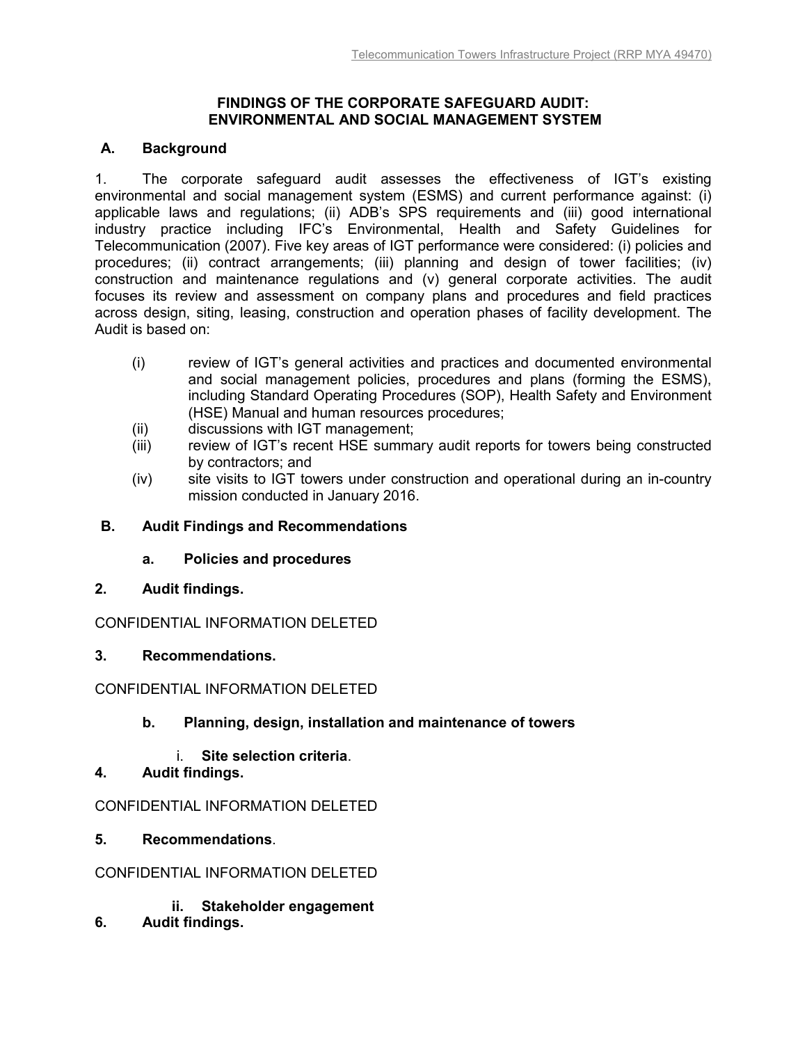# FINDINGS OF THE CORPORATE SAFEGUARD AUDIT: ENVIRONMENTAL AND SOCIAL MANAGEMENT SYSTEM

## A. Background

1. The corporate safeguard audit assesses the effectiveness of IGT's existing environmental and social management system (ESMS) and current performance against: (i) applicable laws and regulations; (ii) ADB's SPS requirements and (iii) good international industry practice including IFC's Environmental, Health and Safety Guidelines for Telecommunication (2007). Five key areas of IGT performance were considered: (i) policies and procedures; (ii) contract arrangements; (iii) planning and design of tower facilities; (iv) construction and maintenance regulations and (v) general corporate activities. The audit focuses its review and assessment on company plans and procedures and field practices across design, siting, leasing, construction and operation phases of facility development. The Audit is based on:

   (i) review of IGT's general activities and practices and documented environmental and social management policies, procedures and plans (forming the ESMS), including Standard Operating Procedures (SOP), Health Safety and Environment (HSE) Manual and human resources procedures;
   (ii) discussions with IGT management;
   (iii) review of IGT's recent HSE summary audit reports for towers being constructed by contractors; and
   (iv) site visits to IGT towers under construction and operational during an in-country mission conducted in January 2016.

## B. Audit Findings and Recommendations

### a. Policies and procedures

**2. Audit findings.**

CONFIDENTIAL INFORMATION DELETED

**3. Recommendations.**

CONFIDENTIAL INFORMATION DELETED

### b. Planning, design, installation and maintenance of towers

#### i. Site selection criteria.

**4. Audit findings.**

CONFIDENTIAL INFORMATION DELETED

**5. Recommendations.**

CONFIDENTIAL INFORMATION DELETED

#### ii. Stakeholder engagement

**6. Audit findings.**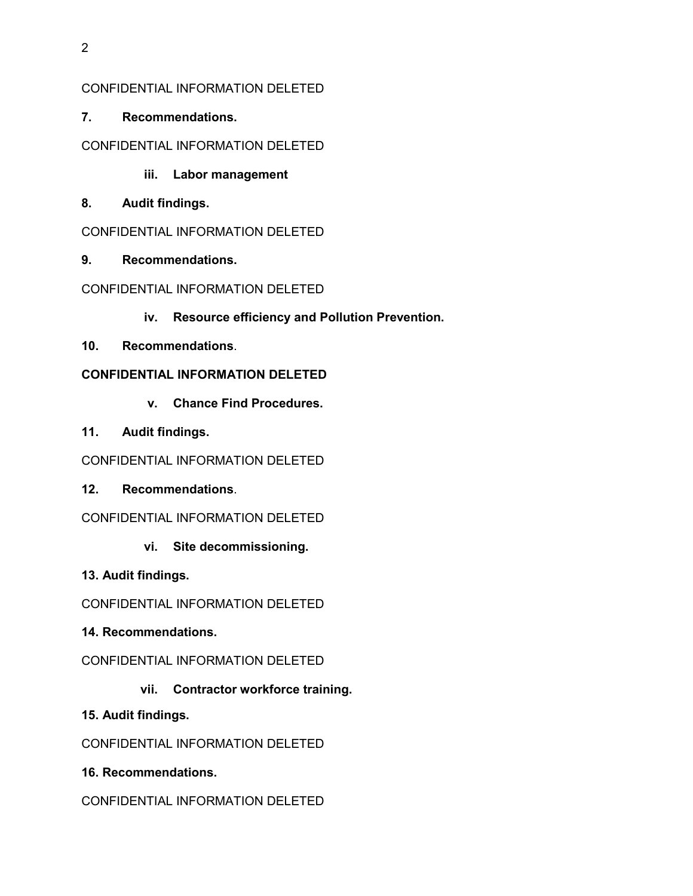CONFIDENTIAL INFORMATION DELETED

**7. Recommendations.**

CONFIDENTIAL INFORMATION DELETED

**iii. Labor management**

**8. Audit findings.**

CONFIDENTIAL INFORMATION DELETED

**9. Recommendations.**

CONFIDENTIAL INFORMATION DELETED

**iv. Resource efficiency and Pollution Prevention.**

**10. Recommendations**.

**CONFIDENTIAL INFORMATION DELETED**

**v. Chance Find Procedures.**

**11. Audit findings.**

CONFIDENTIAL INFORMATION DELETED

**12. Recommendations**.

CONFIDENTIAL INFORMATION DELETED

**vi. Site decommissioning.**

**13. Audit findings.**

CONFIDENTIAL INFORMATION DELETED

**14. Recommendations.**

CONFIDENTIAL INFORMATION DELETED

**vii. Contractor workforce training.**

**15. Audit findings.**

CONFIDENTIAL INFORMATION DELETED

**16. Recommendations.**

CONFIDENTIAL INFORMATION DELETED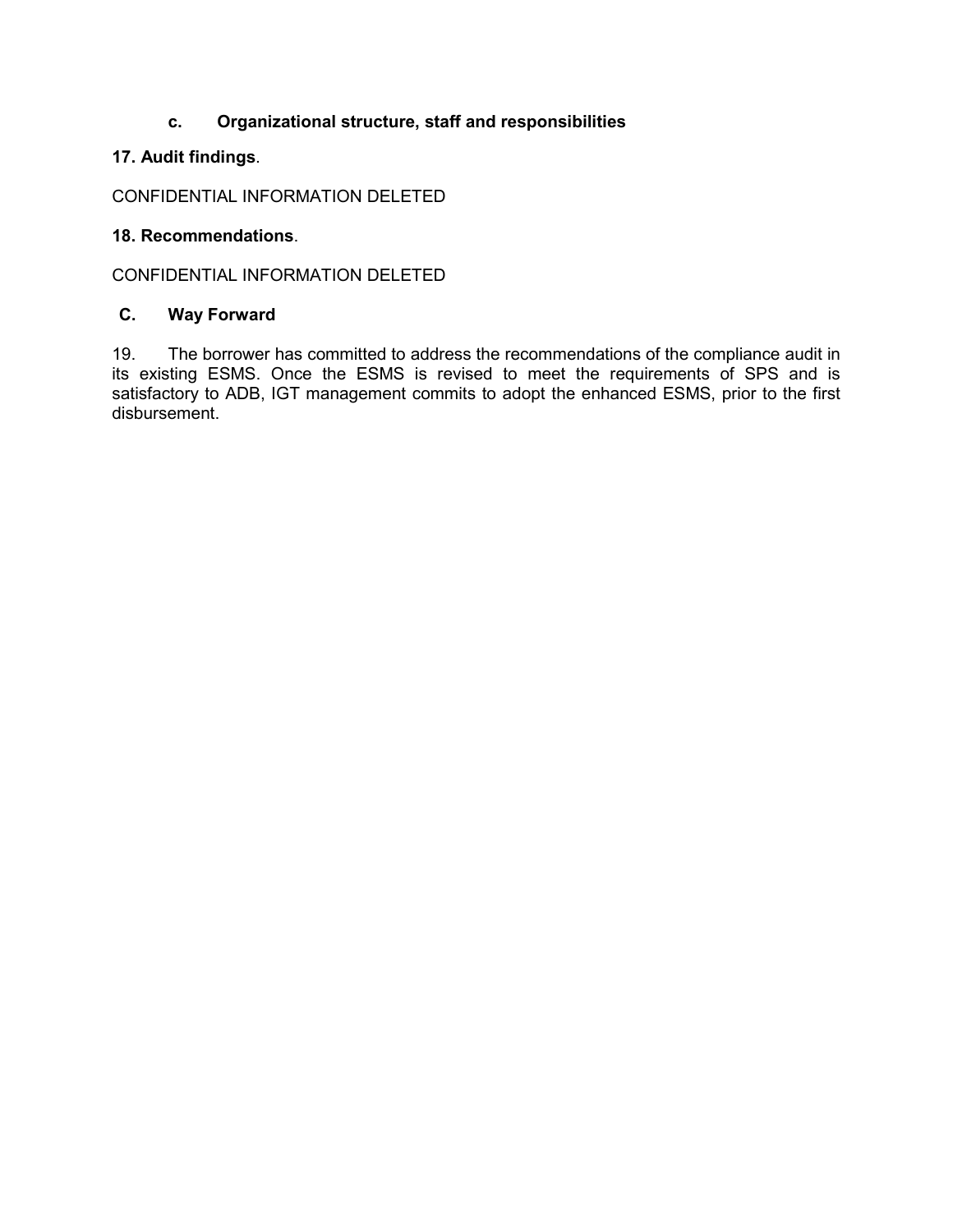#### c. Organizational structure, staff and responsibilities

**17. Audit findings**.

CONFIDENTIAL INFORMATION DELETED

**18. Recommendations**.

CONFIDENTIAL INFORMATION DELETED

### C. Way Forward

19. The borrower has committed to address the recommendations of the compliance audit in its existing ESMS. Once the ESMS is revised to meet the requirements of SPS and is satisfactory to ADB, IGT management commits to adopt the enhanced ESMS, prior to the first disbursement.